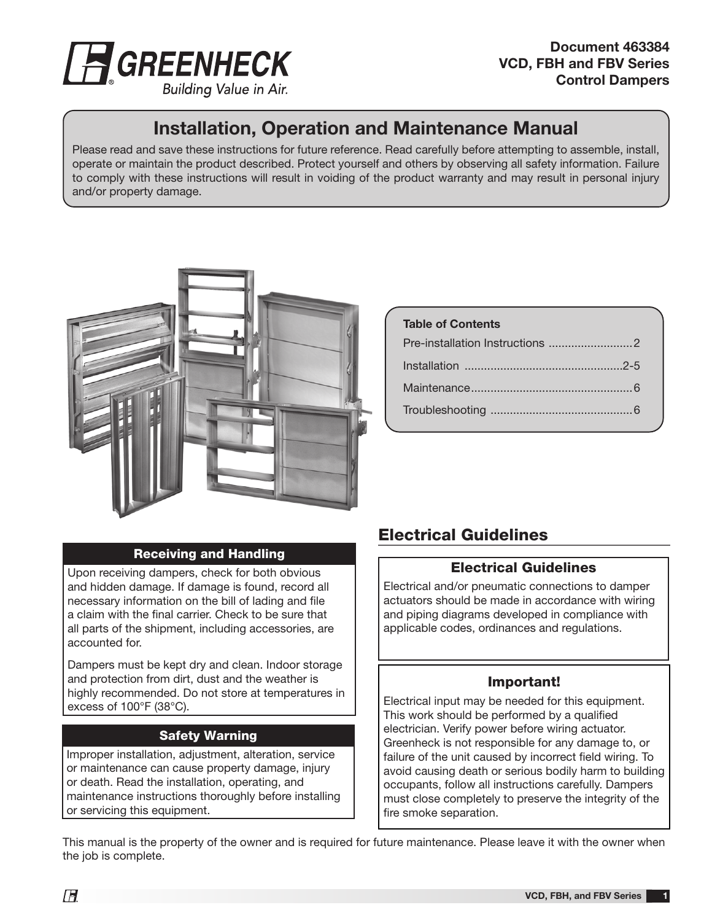**Document 463384**
**VCD, FBH and FBV Series**
**Control Dampers**

# Installation, Operation and Maintenance Manual

Please read and save these instructions for future reference. Read carefully before attempting to assemble, install, operate or maintain the product described. Protect yourself and others by observing all safety information. Failure to comply with these instructions will result in voiding of the product warranty and may result in personal injury and/or property damage.

**Table of Contents**

| | |
|---|---|
| Pre-installation Instructions | 2 |
| Installation | 2-5 |
| Maintenance | 6 |
| Troubleshooting | 6 |

### Receiving and Handling

Upon receiving dampers, check for both obvious and hidden damage. If damage is found, record all necessary information on the bill of lading and file a claim with the final carrier. Check to be sure that all parts of the shipment, including accessories, are accounted for.

Dampers must be kept dry and clean. Indoor storage and protection from dirt, dust and the weather is highly recommended. Do not store at temperatures in excess of 100°F (38°C).

### Safety Warning

Improper installation, adjustment, alteration, service or maintenance can cause property damage, injury or death. Read the installation, operating, and maintenance instructions thoroughly before installing or servicing this equipment.

## Electrical Guidelines

### Electrical Guidelines

Electrical and/or pneumatic connections to damper actuators should be made in accordance with wiring and piping diagrams developed in compliance with applicable codes, ordinances and regulations.

### Important!

Electrical input may be needed for this equipment. This work should be performed by a qualified electrician. Verify power before wiring actuator. Greenheck is not responsible for any damage to, or failure of the unit caused by incorrect field wiring. To avoid causing death or serious bodily harm to building occupants, follow all instructions carefully. Dampers must close completely to preserve the integrity of the fire smoke separation.

This manual is the property of the owner and is required for future maintenance. Please leave it with the owner when the job is complete.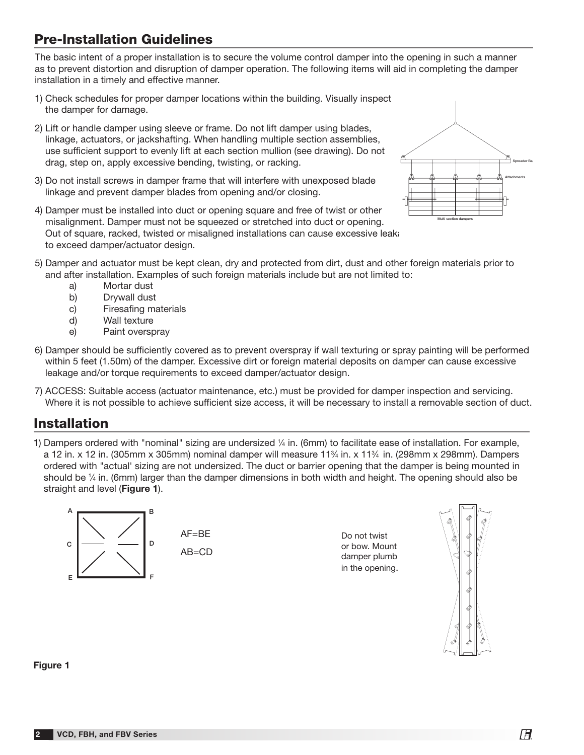## Pre-Installation Guidelines

The basic intent of a proper installation is to secure the volume control damper into the opening in such a manner as to prevent distortion and disruption of damper operation. The following items will aid in completing the damper installation in a timely and effective manner.

1) Check schedules for proper damper locations within the building. Visually inspect the damper for damage.

2) Lift or handle damper using sleeve or frame. Do not lift damper using blades, linkage, actuators, or jackshafting. When handling multiple section assemblies, use sufficient support to evenly lift at each section mullion (see drawing). Do not drag, step on, apply excessive bending, twisting, or racking.

3) Do not install screws in damper frame that will interfere with unexposed blade linkage and prevent damper blades from opening and/or closing.

4) Damper must be installed into duct or opening square and free of twist or other misalignment. Damper must not be squeezed or stretched into duct or opening. Out of square, racked, twisted or misaligned installations can cause excessive leaka to exceed damper/actuator design.

5) Damper and actuator must be kept clean, dry and protected from dirt, dust and other foreign materials prior to and after installation. Examples of such foreign materials include but are not limited to:
   a) Mortar dust
   b) Drywall dust
   c) Firesafing materials
   d) Wall texture
   e) Paint overspray

6) Damper should be sufficiently covered as to prevent overspray if wall texturing or spray painting will be performed within 5 feet (1.50m) of the damper. Excessive dirt or foreign material deposits on damper can cause excessive leakage and/or torque requirements to exceed damper/actuator design.

7) ACCESS: Suitable access (actuator maintenance, etc.) must be provided for damper inspection and servicing. Where it is not possible to achieve sufficient size access, it will be necessary to install a removable section of duct.

## Installation

1) Dampers ordered with "nominal" sizing are undersized ¼ in. (6mm) to facilitate ease of installation. For example, a 12 in. x 12 in. (305mm x 305mm) nominal damper will measure 11¾ in. x 11¾ in. (298mm x 298mm). Dampers ordered with "actual' sizing are not undersized. The duct or barrier opening that the damper is being mounted in should be ¼ in. (6mm) larger than the damper dimensions in both width and height. The opening should also be straight and level (**Figure 1**).

AF=BE

AB=CD

Do not twist or bow. Mount damper plumb in the opening.

**Figure 1**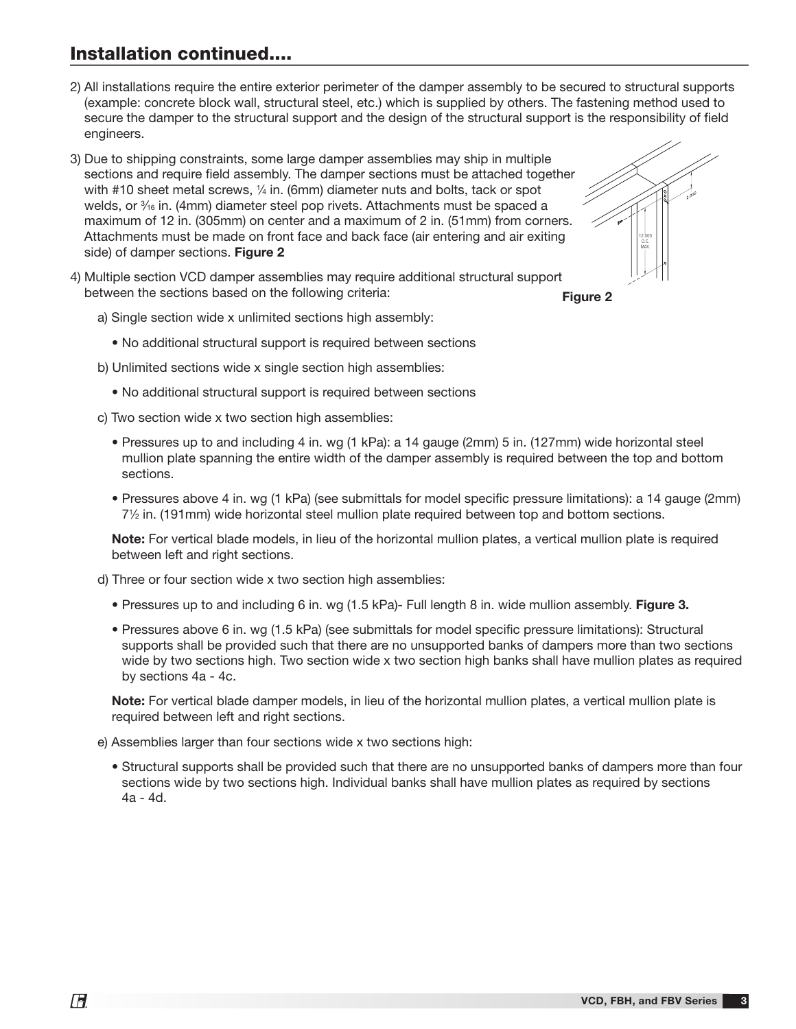## Installation continued....

2) All installations require the entire exterior perimeter of the damper assembly to be secured to structural supports (example: concrete block wall, structural steel, etc.) which is supplied by others. The fastening method used to secure the damper to the structural support and the design of the structural support is the responsibility of field engineers.

3) Due to shipping constraints, some large damper assemblies may ship in multiple sections and require field assembly. The damper sections must be attached together with #10 sheet metal screws, ¼ in. (6mm) diameter nuts and bolts, tack or spot welds, or $^{3}/_{16}$ in. (4mm) diameter steel pop rivets. Attachments must be spaced a maximum of 12 in. (305mm) on center and a maximum of 2 in. (51mm) from corners. Attachments must be made on front face and back face (air entering and air exiting side) of damper sections. **Figure 2**

Figure 2

4) Multiple section VCD damper assemblies may require additional structural support between the sections based on the following criteria:

   a) Single section wide x unlimited sections high assembly:

   - No additional structural support is required between sections

   b) Unlimited sections wide x single section high assemblies:

   - No additional structural support is required between sections

   c) Two section wide x two section high assemblies:

   - Pressures up to and including 4 in. wg (1 kPa): a 14 gauge (2mm) 5 in. (127mm) wide horizontal steel mullion plate spanning the entire width of the damper assembly is required between the top and bottom sections.
   - Pressures above 4 in. wg (1 kPa) (see submittals for model specific pressure limitations): a 14 gauge (2mm) 7½ in. (191mm) wide horizontal steel mullion plate required between top and bottom sections.

   **Note:** For vertical blade models, in lieu of the horizontal mullion plates, a vertical mullion plate is required between left and right sections.

   d) Three or four section wide x two section high assemblies:

   - Pressures up to and including 6 in. wg (1.5 kPa)- Full length 8 in. wide mullion assembly. **Figure 3.**
   - Pressures above 6 in. wg (1.5 kPa) (see submittals for model specific pressure limitations): Structural supports shall be provided such that there are no unsupported banks of dampers more than two sections wide by two sections high. Two section wide x two section high banks shall have mullion plates as required by sections 4a - 4c.

   **Note:** For vertical blade damper models, in lieu of the horizontal mullion plates, a vertical mullion plate is required between left and right sections.

   e) Assemblies larger than four sections wide x two sections high:

   - Structural supports shall be provided such that there are no unsupported banks of dampers more than four sections wide by two sections high. Individual banks shall have mullion plates as required by sections 4a - 4d.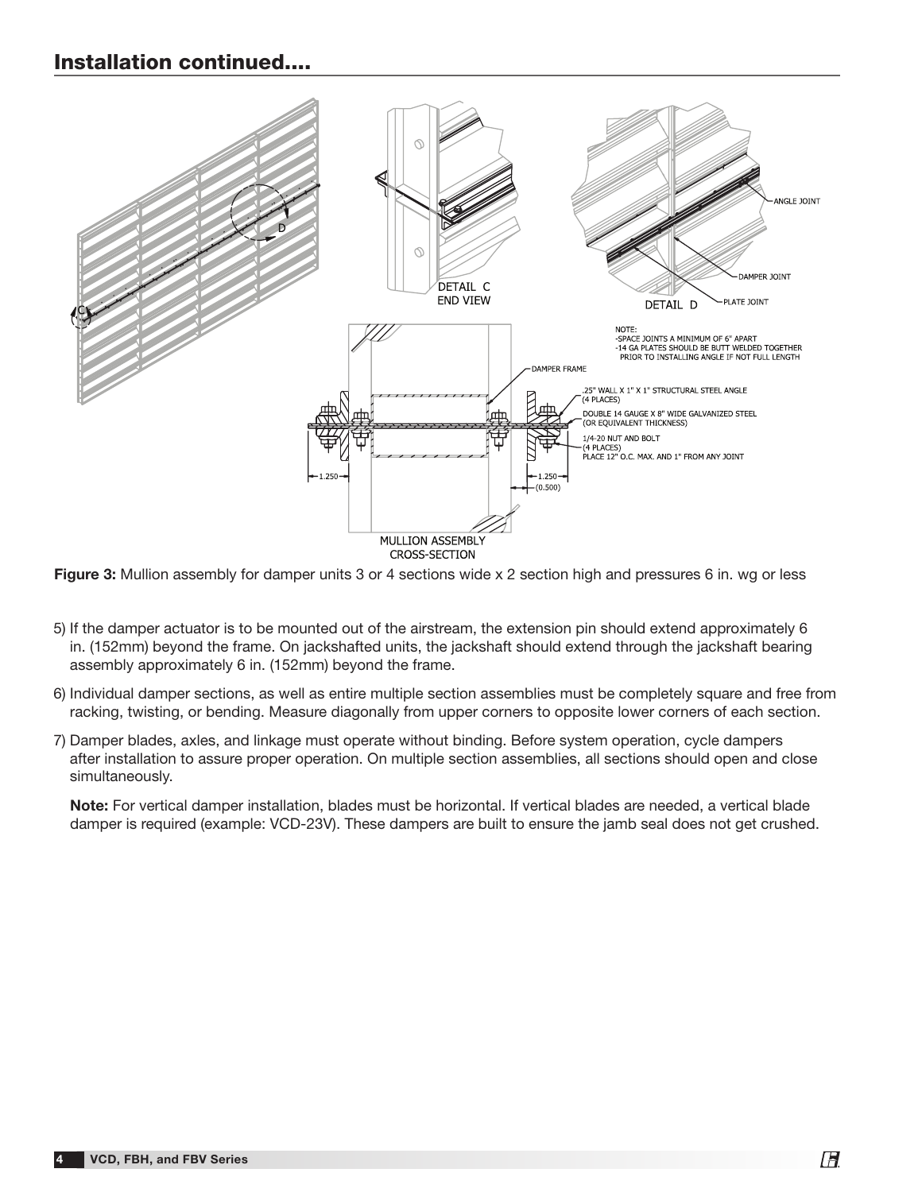## Installation continued....

DETAIL C
END VIEW

ANGLE JOINT

DAMPER JOINT

DETAIL D

PLATE JOINT

NOTE:
-SPACE JOINTS A MINIMUM OF 6" APART
-14 GA PLATES SHOULD BE BUTT WELDED TOGETHER PRIOR TO INSTALLING ANGLE IF NOT FULL LENGTH

DAMPER FRAME

.25" WALL X 1" X 1" STRUCTURAL STEEL ANGLE (4 PLACES)

DOUBLE 14 GAUGE X 8" WIDE GALVANIZED STEEL (OR EQUIVALENT THICKNESS)

1/4-20 NUT AND BOLT (4 PLACES) PLACE 12" O.C. MAX. AND 1" FROM ANY JOINT

1.250

1.250 (0.500)

MULLION ASSEMBLY
CROSS-SECTION

**Figure 3:** Mullion assembly for damper units 3 or 4 sections wide x 2 section high and pressures 6 in. wg or less

5) If the damper actuator is to be mounted out of the airstream, the extension pin should extend approximately 6 in. (152mm) beyond the frame. On jackshafted units, the jackshaft should extend through the jackshaft bearing assembly approximately 6 in. (152mm) beyond the frame.

6) Individual damper sections, as well as entire multiple section assemblies must be completely square and free from racking, twisting, or bending. Measure diagonally from upper corners to opposite lower corners of each section.

7) Damper blades, axles, and linkage must operate without binding. Before system operation, cycle dampers after installation to assure proper operation. On multiple section assemblies, all sections should open and close simultaneously.

**Note:** For vertical damper installation, blades must be horizontal. If vertical blades are needed, a vertical blade damper is required (example: VCD-23V). These dampers are built to ensure the jamb seal does not get crushed.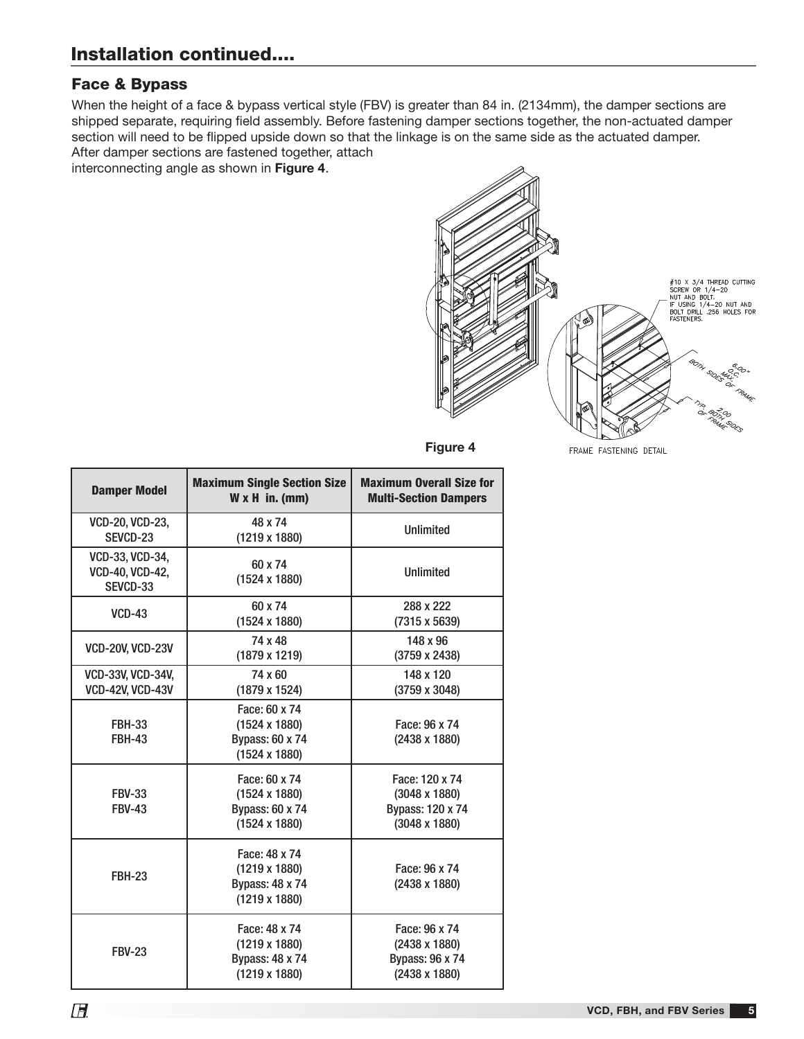## Installation continued....

### Face & Bypass

When the height of a face & bypass vertical style (FBV) is greater than 84 in. (2134mm), the damper sections are shipped separate, requiring field assembly. Before fastening damper sections together, the non-actuated damper section will need to be flipped upside down so that the linkage is on the same side as the actuated damper. After damper sections are fastened together, attach interconnecting angle as shown in **Figure 4**.

#10 X 3/4 THREAD CUTTING SCREW OR 1/4-20 NUT AND BOLT. IF USING 1/4-20 NUT AND BOLT DRILL .256 HOLES FOR FASTENERS.

6.00" O.C. MAX. BOTH SIDES OF FRAME

2.00 TYP. BOTH SIDES OF FRAME

FRAME FASTENING DETAIL

**Figure 4**

| Damper Model | Maximum Single Section Size W x H in. (mm) | Maximum Overall Size for Multi-Section Dampers |
|---|---|---|
| VCD-20, VCD-23, SEVCD-23 | 48 x 74 (1219 x 1880) | Unlimited |
| VCD-33, VCD-34, VCD-40, VCD-42, SEVCD-33 | 60 x 74 (1524 x 1880) | Unlimited |
| VCD-43 | 60 x 74 (1524 x 1880) | 288 x 222 (7315 x 5639) |
| VCD-20V, VCD-23V | 74 x 48 (1879 x 1219) | 148 x 96 (3759 x 2438) |
| VCD-33V, VCD-34V, VCD-42V, VCD-43V | 74 x 60 (1879 x 1524) | 148 x 120 (3759 x 3048) |
| FBH-33 FBH-43 | Face: 60 x 74 (1524 x 1880) Bypass: 60 x 74 (1524 x 1880) | Face: 96 x 74 (2438 x 1880) |
| FBV-33 FBV-43 | Face: 60 x 74 (1524 x 1880) Bypass: 60 x 74 (1524 x 1880) | Face: 120 x 74 (3048 x 1880) Bypass: 120 x 74 (3048 x 1880) |
| FBH-23 | Face: 48 x 74 (1219 x 1880) Bypass: 48 x 74 (1219 x 1880) | Face: 96 x 74 (2438 x 1880) |
| FBV-23 | Face: 48 x 74 (1219 x 1880) Bypass: 48 x 74 (1219 x 1880) | Face: 96 x 74 (2438 x 1880) Bypass: 96 x 74 (2438 x 1880) |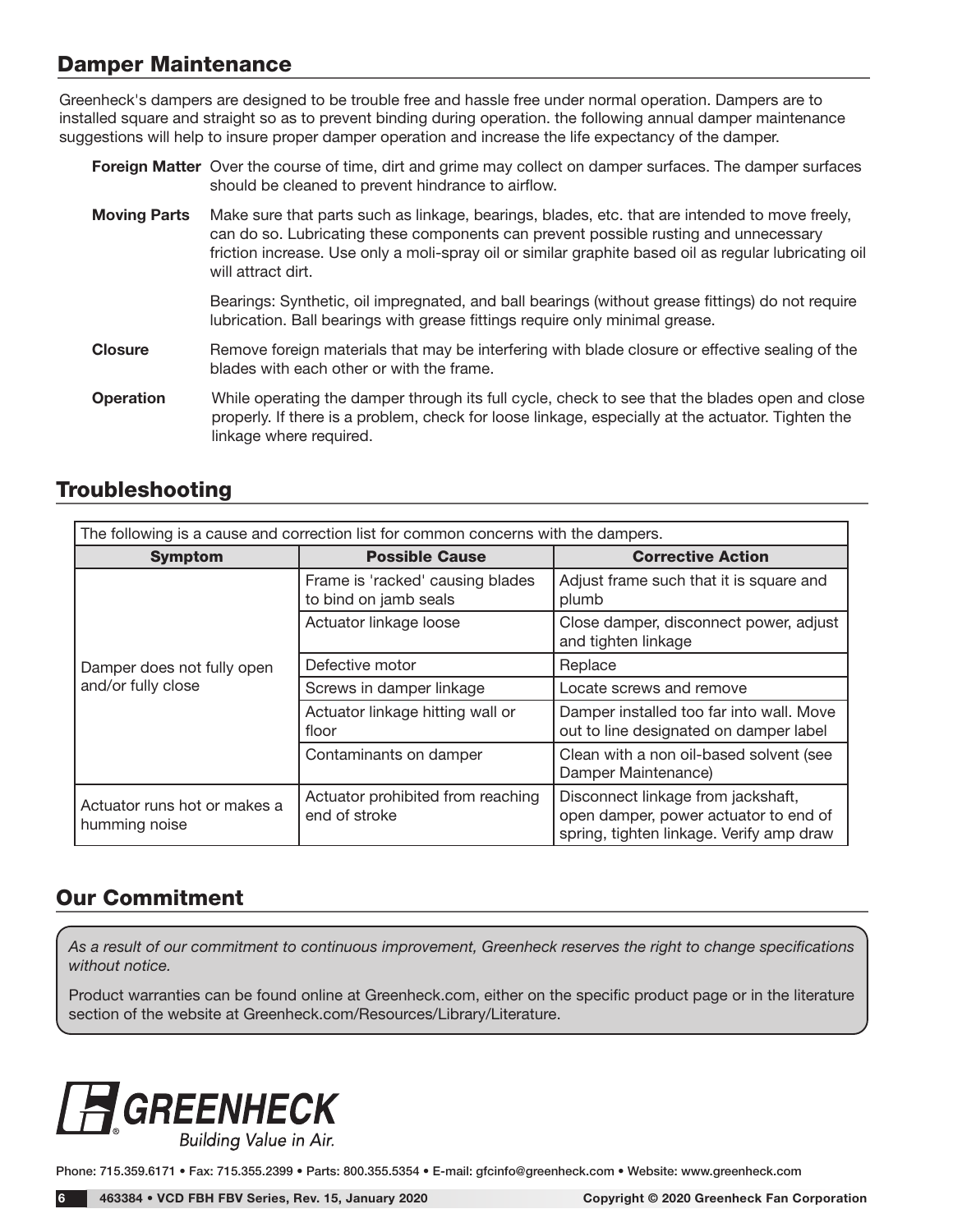## Damper Maintenance

Greenheck's dampers are designed to be trouble free and hassle free under normal operation. Dampers are to installed square and straight so as to prevent binding during operation. the following annual damper maintenance suggestions will help to insure proper damper operation and increase the life expectancy of the damper.

**Foreign Matter** Over the course of time, dirt and grime may collect on damper surfaces. The damper surfaces should be cleaned to prevent hindrance to airflow.

**Moving Parts** Make sure that parts such as linkage, bearings, blades, etc. that are intended to move freely, can do so. Lubricating these components can prevent possible rusting and unnecessary friction increase. Use only a moli-spray oil or similar graphite based oil as regular lubricating oil will attract dirt.

Bearings: Synthetic, oil impregnated, and ball bearings (without grease fittings) do not require lubrication. Ball bearings with grease fittings require only minimal grease.

**Closure** Remove foreign materials that may be interfering with blade closure or effective sealing of the blades with each other or with the frame.

**Operation** While operating the damper through its full cycle, check to see that the blades open and close properly. If there is a problem, check for loose linkage, especially at the actuator. Tighten the linkage where required.

## Troubleshooting

The following is a cause and correction list for common concerns with the dampers.

| Symptom | Possible Cause | Corrective Action |
|---|---|---|
| Damper does not fully open and/or fully close | Frame is 'racked' causing blades to bind on jamb seals | Adjust frame such that it is square and plumb |
| | Actuator linkage loose | Close damper, disconnect power, adjust and tighten linkage |
| | Defective motor | Replace |
| | Screws in damper linkage | Locate screws and remove |
| | Actuator linkage hitting wall or floor | Damper installed too far into wall. Move out to line designated on damper label |
| | Contaminants on damper | Clean with a non oil-based solvent (see Damper Maintenance) |
| Actuator runs hot or makes a humming noise | Actuator prohibited from reaching end of stroke | Disconnect linkage from jackshaft, open damper, power actuator to end of spring, tighten linkage. Verify amp draw |

## Our Commitment

*As a result of our commitment to continuous improvement, Greenheck reserves the right to change specifications without notice.*

Product warranties can be found online at Greenheck.com, either on the specific product page or in the literature section of the website at Greenheck.com/Resources/Library/Literature.

GREENHECK

Building Value in Air.

Phone: 715.359.6171 • Fax: 715.355.2399 • Parts: 800.355.5354 • E-mail: gfcinfo@greenheck.com • Website: www.greenheck.com

463384 • VCD FBH FBV Series, Rev. 15, January 2020

Copyright © 2020 Greenheck Fan Corporation